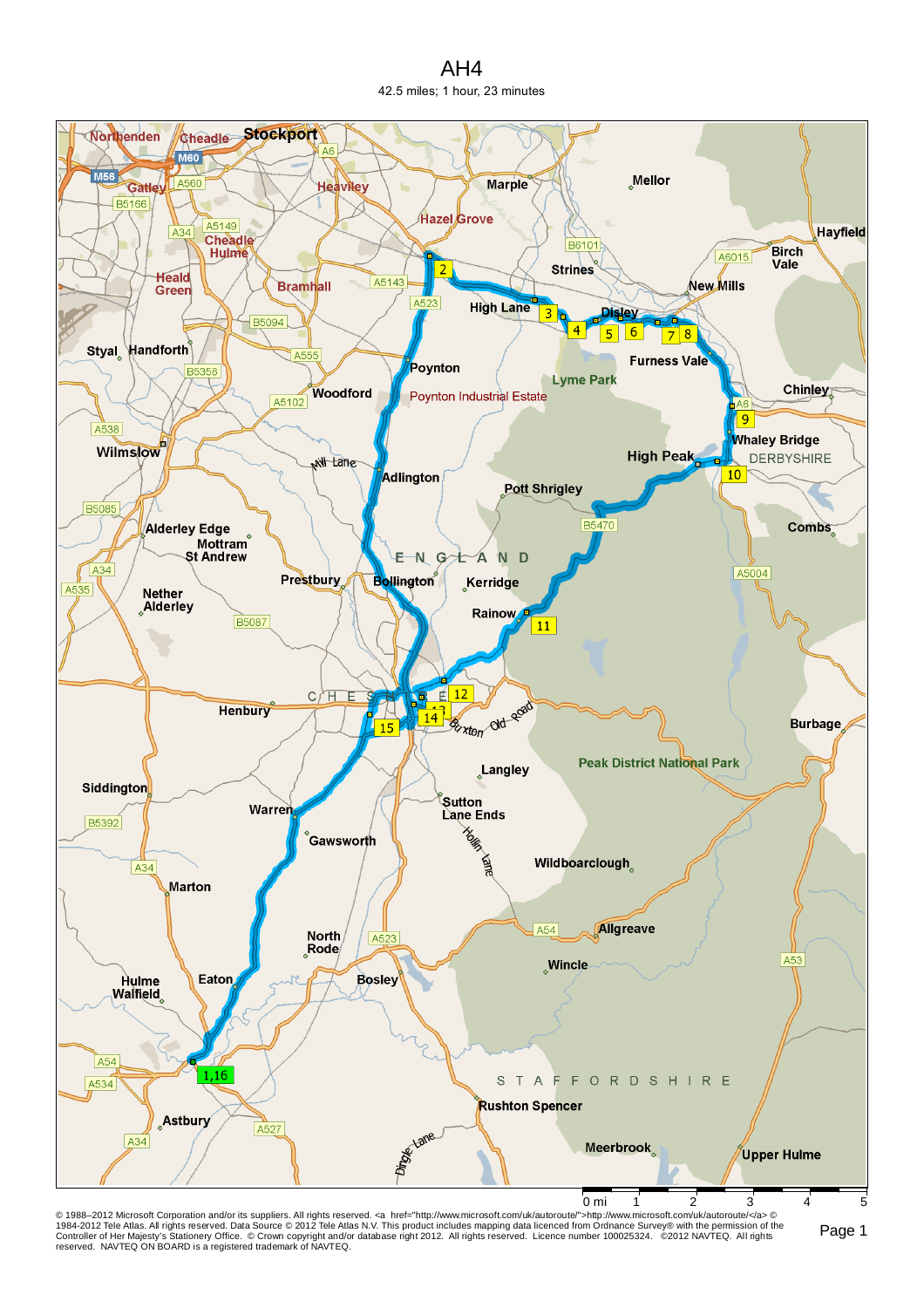# AH4

42.5 miles; 1 hour, 23 minutes

© 1988–2012 Microsoft Corporation and/or its suppliers. All rights reserved. <a href="http://www.microsoft.com/uk/autoroute/">http://www.microsoft.com/uk/autoroute/</a> © 1984-2012 Tele Atlas. All rights reserved. Data Source © 2012 Tele Atlas N.V. This product includes mapping data licenced from Ordnance Survey® with the permission of the Controller of Her Majesty's Stationery Office. © Crown copyright and/or database right 2012. All rights reserved. Licence number 100025324. ©2012 NAVTEQ. All rights reserved. NAVTEQ ON BOARD is a registered trademark of NAVTEQ.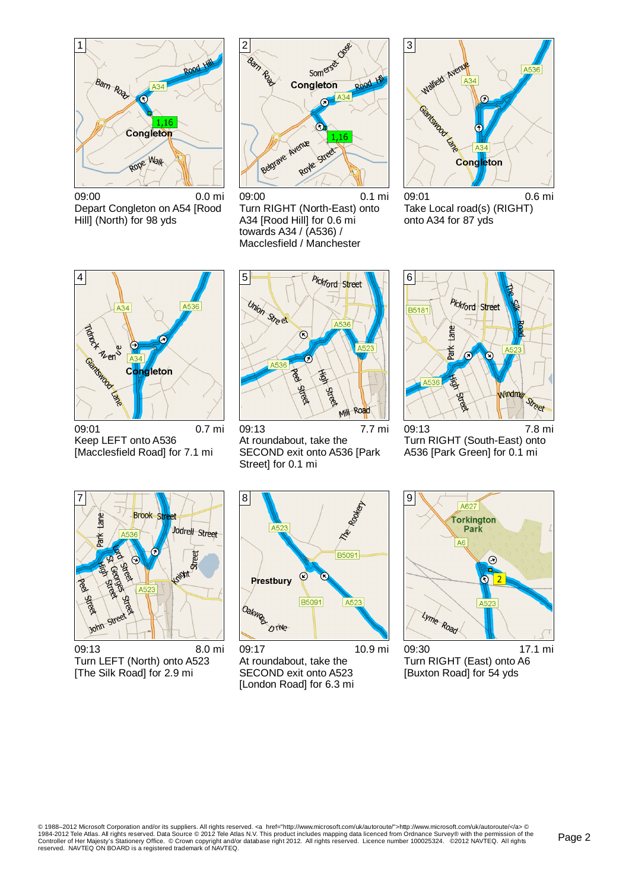**1**

09:00 — 0.0 mi

Depart Congleton on A54 [Rood Hill] (North) for 98 yds

**2**

09:00 — 0.1 mi

Turn RIGHT (North-East) onto A34 [Rood Hill] for 0.6 mi towards A34 / (A536) / Macclesfield / Manchester

**3**

09:01 — 0.6 mi

Take Local road(s) (RIGHT) onto A34 for 87 yds

**4**

09:01 — 0.7 mi

Keep LEFT onto A536 [Macclesfield Road] for 7.1 mi

**5**

09:13 — 7.7 mi

At roundabout, take the SECOND exit onto A536 [Park Street] for 0.1 mi

**6**

09:13 — 7.8 mi

Turn RIGHT (South-East) onto A536 [Park Green] for 0.1 mi

**7**

09:13 — 8.0 mi

Turn LEFT (North) onto A523 [The Silk Road] for 2.9 mi

**8**

09:17 — 10.9 mi

At roundabout, take the SECOND exit onto A523 [London Road] for 6.3 mi

**9**

09:30 — 17.1 mi

Turn RIGHT (East) onto A6 [Buxton Road] for 54 yds

© 1988–2012 Microsoft Corporation and/or its suppliers. All rights reserved. <a href="http://www.microsoft.com/uk/autoroute/">http://www.microsoft.com/uk/autoroute/</a> © 1984-2012 Tele Atlas. All rights reserved. Data Source © 2012 Tele Atlas N.V. This product includes mapping data licenced from Ordnance Survey® with the permission of the Controller of Her Majesty's Stationery Office. © Crown copyright and/or database right 2012. All rights reserved. Licence number 100025324. ©2012 NAVTEQ. All rights reserved. NAVTEQ ON BOARD is a registered trademark of NAVTEQ.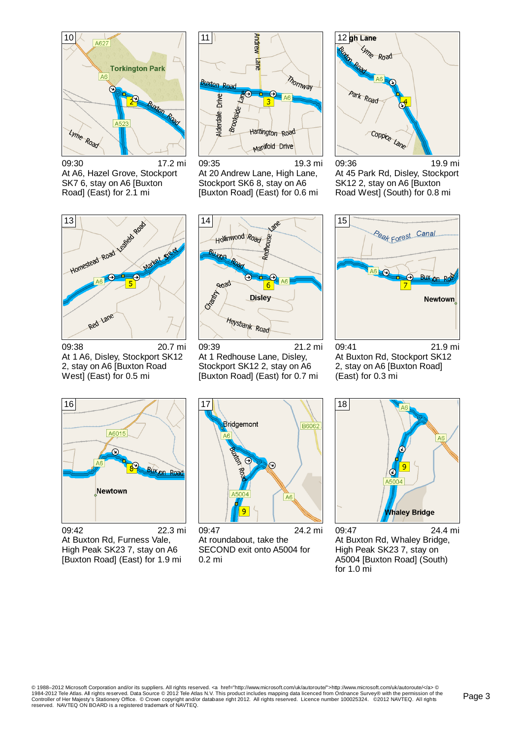10

09:30 — 17.2 mi

At A6, Hazel Grove, Stockport SK7 6, stay on A6 [Buxton Road] (East) for 2.1 mi

11

09:35 — 19.3 mi

At 20 Andrew Lane, High Lane, Stockport SK6 8, stay on A6 [Buxton Road] (East) for 0.6 mi

12

09:36 — 19.9 mi

At 45 Park Rd, Disley, Stockport SK12 2, stay on A6 [Buxton Road West] (South) for 0.8 mi

13

09:38 — 20.7 mi

At 1 A6, Disley, Stockport SK12 2, stay on A6 [Buxton Road West] (East) for 0.5 mi

14

09:39 — 21.2 mi

At 1 Redhouse Lane, Disley, Stockport SK12 2, stay on A6 [Buxton Road] (East) for 0.7 mi

15

09:41 — 21.9 mi

At Buxton Rd, Stockport SK12 2, stay on A6 [Buxton Road] (East) for 0.3 mi

16

09:42 — 22.3 mi

At Buxton Rd, Furness Vale, High Peak SK23 7, stay on A6 [Buxton Road] (East) for 1.9 mi

17

09:47 — 24.2 mi

At roundabout, take the SECOND exit onto A5004 for 0.2 mi

18

09:47 — 24.4 mi

At Buxton Rd, Whaley Bridge, High Peak SK23 7, stay on A5004 [Buxton Road] (South) for 1.0 mi

© 1988–2012 Microsoft Corporation and/or its suppliers. All rights reserved. <a href="http://www.microsoft.com/uk/autoroute/">http://www.microsoft.com/uk/autoroute/</a> © 1984-2012 Tele Atlas. All rights reserved. Data Source © 2012 Tele Atlas N.V. This product includes mapping data licenced from Ordnance Survey® with the permission of the Controller of Her Majesty's Stationery Office. © Crown copyright and/or database right 2012. All rights reserved. Licence number 100025324. ©2012 NAVTEQ. All rights reserved. NAVTEQ ON BOARD is a registered trademark of NAVTEQ.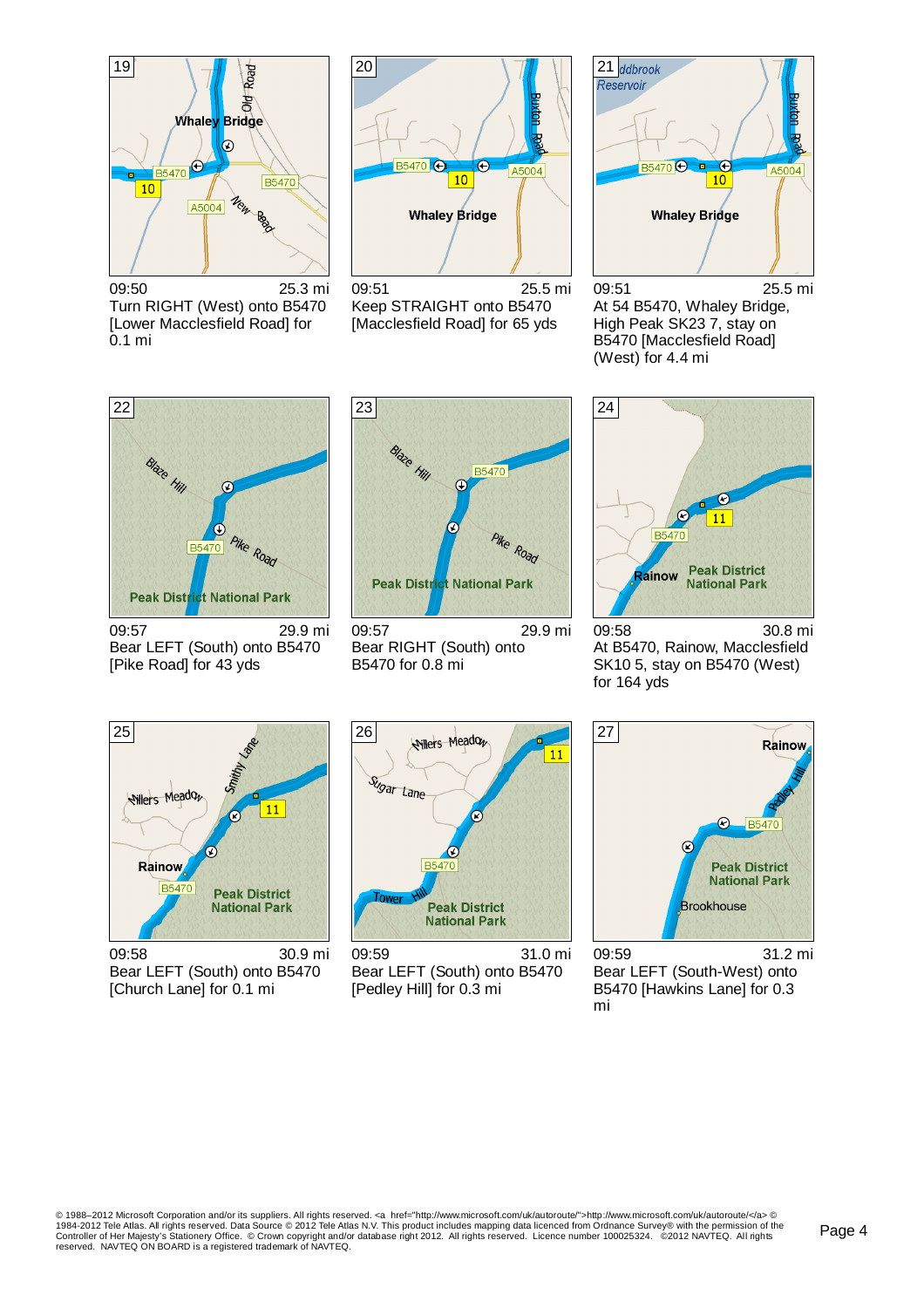**19**

09:50 — 25.3 mi

Turn RIGHT (West) onto B5470 [Lower Macclesfield Road] for 0.1 mi

**20**

09:51 — 25.5 mi

Keep STRAIGHT onto B5470 [Macclesfield Road] for 65 yds

**21**

09:51 — 25.5 mi

At 54 B5470, Whaley Bridge, High Peak SK23 7, stay on B5470 [Macclesfield Road] (West) for 4.4 mi

**22**

09:57 — 29.9 mi

Bear LEFT (South) onto B5470 [Pike Road] for 43 yds

**23**

09:57 — 29.9 mi

Bear RIGHT (South) onto B5470 for 0.8 mi

**24**

09:58 — 30.8 mi

At B5470, Rainow, Macclesfield SK10 5, stay on B5470 (West) for 164 yds

**25**

09:58 — 30.9 mi

Bear LEFT (South) onto B5470 [Church Lane] for 0.1 mi

**26**

09:59 — 31.0 mi

Bear LEFT (South) onto B5470 [Pedley Hill] for 0.3 mi

**27**

09:59 — 31.2 mi

Bear LEFT (South-West) onto B5470 [Hawkins Lane] for 0.3 mi

© 1988–2012 Microsoft Corporation and/or its suppliers. All rights reserved. <a href="http://www.microsoft.com/uk/autoroute/">http://www.microsoft.com/uk/autoroute/</a> © 1984-2012 Tele Atlas. All rights reserved. Data Source © 2012 Tele Atlas N.V. This product includes mapping data licenced from Ordnance Survey® with the permission of the Controller of Her Majesty's Stationery Office. © Crown copyright and/or database right 2012. All rights reserved. Licence number 100025324. ©2012 NAVTEQ. All rights reserved. NAVTEQ ON BOARD is a registered trademark of NAVTEQ.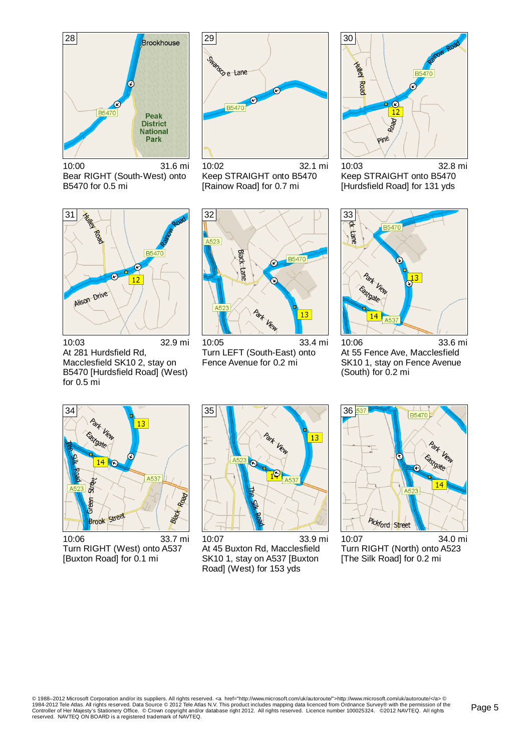**28**

10:00 — 31.6 mi

Bear RIGHT (South-West) onto B5470 for 0.5 mi

**29**

10:02 — 32.1 mi

Keep STRAIGHT onto B5470 [Rainow Road] for 0.7 mi

**30**

10:03 — 32.8 mi

Keep STRAIGHT onto B5470 [Hurdsfield Road] for 131 yds

**31**

10:03 — 32.9 mi

At 281 Hurdsfield Rd, Macclesfield SK10 2, stay on B5470 [Hurdsfield Road] (West) for 0.5 mi

**32**

10:05 — 33.4 mi

Turn LEFT (South-East) onto Fence Avenue for 0.2 mi

**33**

10:06 — 33.6 mi

At 55 Fence Ave, Macclesfield SK10 1, stay on Fence Avenue (South) for 0.2 mi

**34**

10:06 — 33.7 mi

Turn RIGHT (West) onto A537 [Buxton Road] for 0.1 mi

**35**

10:07 — 33.9 mi

At 45 Buxton Rd, Macclesfield SK10 1, stay on A537 [Buxton Road] (West) for 153 yds

**36**

10:07 — 34.0 mi

Turn RIGHT (North) onto A523 [The Silk Road] for 0.2 mi

© 1988–2012 Microsoft Corporation and/or its suppliers. All rights reserved. <a href="http://www.microsoft.com/uk/autoroute/">http://www.microsoft.com/uk/autoroute/</a> © 1984-2012 Tele Atlas. All rights reserved. Data Source © 2012 Tele Atlas N.V. This product includes mapping data licenced from Ordnance Survey® with the permission of the Controller of Her Majesty's Stationery Office. © Crown copyright and/or database right 2012. All rights reserved. Licence number 100025324. ©2012 NAVTEQ. All rights reserved. NAVTEQ ON BOARD is a registered trademark of NAVTEQ.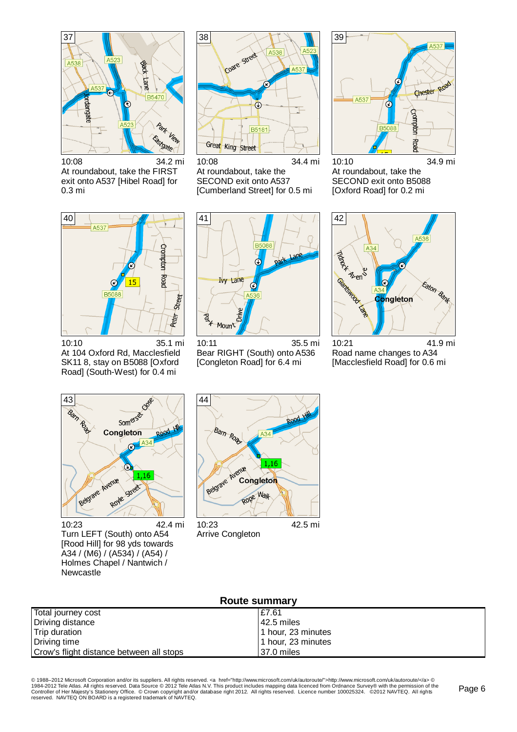**37**

10:08 — 34.2 mi

At roundabout, take the FIRST exit onto A537 [Hibel Road] for 0.3 mi

**38**

10:08 — 34.4 mi

At roundabout, take the SECOND exit onto A537 [Cumberland Street] for 0.5 mi

**39**

10:10 — 34.9 mi

At roundabout, take the SECOND exit onto B5088 [Oxford Road] for 0.2 mi

**40**

10:10 — 35.1 mi

At 104 Oxford Rd, Macclesfield SK11 8, stay on B5088 [Oxford Road] (South-West) for 0.4 mi

**41**

10:11 — 35.5 mi

Bear RIGHT (South) onto A536 [Congleton Road] for 6.4 mi

**42**

10:21 — 41.9 mi

Road name changes to A34 [Macclesfield Road] for 0.6 mi

**43**

10:23 — 42.4 mi

Turn LEFT (South) onto A54 [Rood Hill] for 98 yds towards A34 / (M6) / (A534) / (A54) / Holmes Chapel / Nantwich / Newcastle

**44**

10:23 — 42.5 mi

Arrive Congleton

## Route summary

| | |
|---|---|
| Total journey cost | £7.61 |
| Driving distance | 42.5 miles |
| Trip duration | 1 hour, 23 minutes |
| Driving time | 1 hour, 23 minutes |
| Crow's flight distance between all stops | 37.0 miles |

© 1988–2012 Microsoft Corporation and/or its suppliers. All rights reserved. <a href="http://www.microsoft.com/uk/autoroute/">http://www.microsoft.com/uk/autoroute/</a> © 1984-2012 Tele Atlas. All rights reserved. Data Source © 2012 Tele Atlas N.V. This product includes mapping data licenced from Ordnance Survey® with the permission of the Controller of Her Majesty's Stationery Office. © Crown copyright and/or database right 2012. All rights reserved. Licence number 100025324. ©2012 NAVTEQ. All rights reserved. NAVTEQ ON BOARD is a registered trademark of NAVTEQ.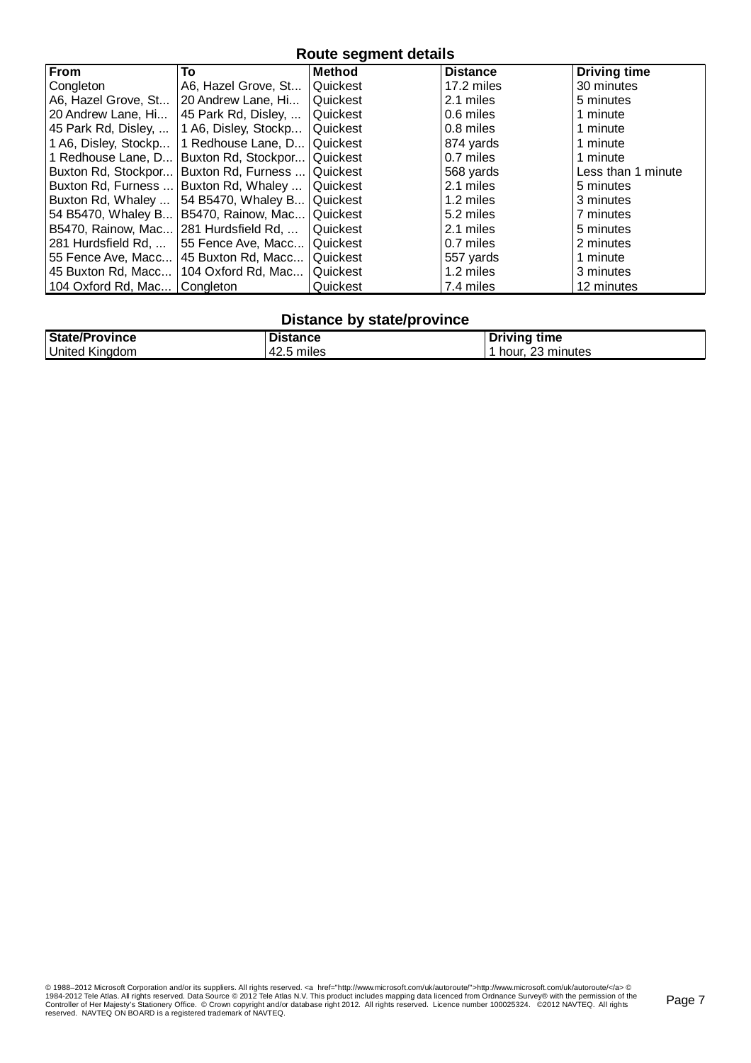## Route segment details

| From | To | Method | Distance | Driving time |
|---|---|---|---|---|
| Congleton | A6, Hazel Grove, St... | Quickest | 17.2 miles | 30 minutes |
| A6, Hazel Grove, St... | 20 Andrew Lane, Hi... | Quickest | 2.1 miles | 5 minutes |
| 20 Andrew Lane, Hi... | 45 Park Rd, Disley, ... | Quickest | 0.6 miles | 1 minute |
| 45 Park Rd, Disley, ... | 1 A6, Disley, Stockp... | Quickest | 0.8 miles | 1 minute |
| 1 A6, Disley, Stockp... | 1 Redhouse Lane, D... | Quickest | 874 yards | 1 minute |
| 1 Redhouse Lane, D... | Buxton Rd, Stockpor... | Quickest | 0.7 miles | 1 minute |
| Buxton Rd, Stockpor... | Buxton Rd, Furness ... | Quickest | 568 yards | Less than 1 minute |
| Buxton Rd, Furness ... | Buxton Rd, Whaley ... | Quickest | 2.1 miles | 5 minutes |
| Buxton Rd, Whaley ... | 54 B5470, Whaley B... | Quickest | 1.2 miles | 3 minutes |
| 54 B5470, Whaley B... | B5470, Rainow, Mac... | Quickest | 5.2 miles | 7 minutes |
| B5470, Rainow, Mac... | 281 Hurdsfield Rd, ... | Quickest | 2.1 miles | 5 minutes |
| 281 Hurdsfield Rd, ... | 55 Fence Ave, Macc... | Quickest | 0.7 miles | 2 minutes |
| 55 Fence Ave, Macc... | 45 Buxton Rd, Macc... | Quickest | 557 yards | 1 minute |
| 45 Buxton Rd, Macc... | 104 Oxford Rd, Mac... | Quickest | 1.2 miles | 3 minutes |
| 104 Oxford Rd, Mac... | Congleton | Quickest | 7.4 miles | 12 minutes |

## Distance by state/province

| State/Province | Distance | Driving time |
|---|---|---|
| United Kingdom | 42.5 miles | 1 hour, 23 minutes |

© 1988–2012 Microsoft Corporation and/or its suppliers. All rights reserved. <a href="http://www.microsoft.com/uk/autoroute/">http://www.microsoft.com/uk/autoroute/</a> © 1984-2012 Tele Atlas. All rights reserved. Data Source © 2012 Tele Atlas N.V. This product includes mapping data licenced from Ordnance Survey® with the permission of the Controller of Her Majesty's Stationery Office. © Crown copyright and/or database right 2012. All rights reserved. Licence number 100025324. ©2012 NAVTEQ. All rights reserved. NAVTEQ ON BOARD is a registered trademark of NAVTEQ.